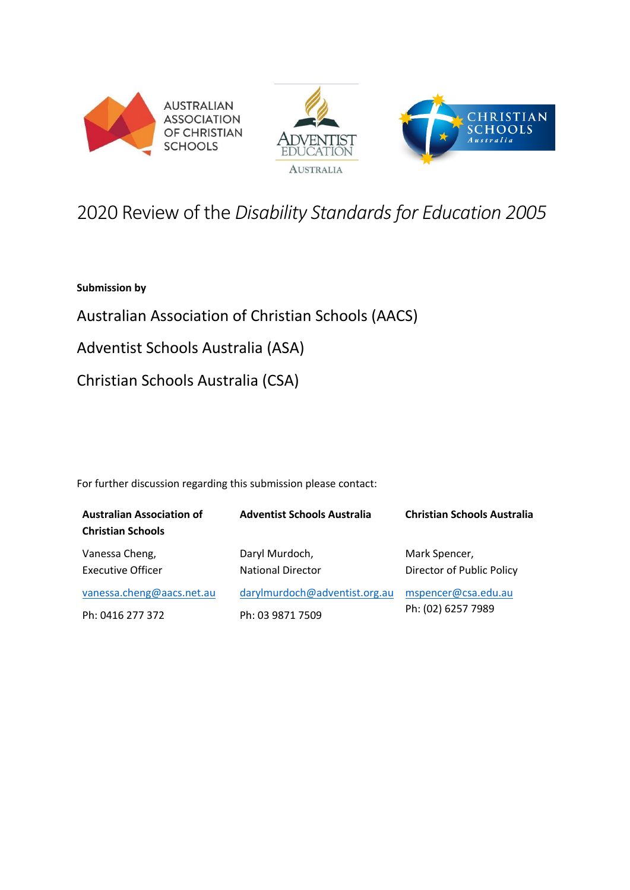# 2020 Review of the *Disability Standards for Education 2005*

**Submission by**

Australian Association of Christian Schools (AACS)

Adventist Schools Australia (ASA)

Christian Schools Australia (CSA)

For further discussion regarding this submission please contact:

| **Australian Association of Christian Schools** | **Adventist Schools Australia** | **Christian Schools Australia** |
| --- | --- | --- |
| Vanessa Cheng, Executive Officer | Daryl Murdoch, National Director | Mark Spencer, Director of Public Policy |
| vanessa.cheng@aacs.net.au | darylmurdoch@adventist.org.au | mspencer@csa.edu.au |
| Ph: 0416 277 372 | Ph: 03 9871 7509 | Ph: (02) 6257 7989 |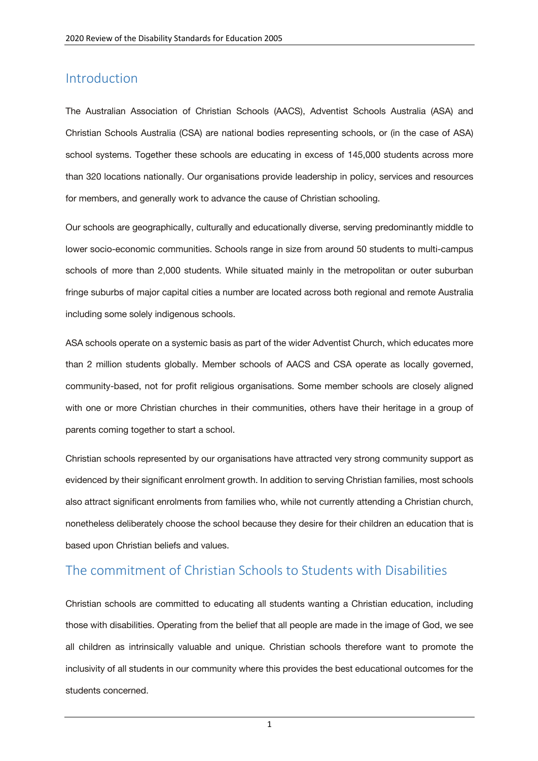## Introduction

The Australian Association of Christian Schools (AACS), Adventist Schools Australia (ASA) and Christian Schools Australia (CSA) are national bodies representing schools, or (in the case of ASA) school systems. Together these schools are educating in excess of 145,000 students across more than 320 locations nationally. Our organisations provide leadership in policy, services and resources for members, and generally work to advance the cause of Christian schooling.

Our schools are geographically, culturally and educationally diverse, serving predominantly middle to lower socio-economic communities. Schools range in size from around 50 students to multi-campus schools of more than 2,000 students. While situated mainly in the metropolitan or outer suburban fringe suburbs of major capital cities a number are located across both regional and remote Australia including some solely indigenous schools.

ASA schools operate on a systemic basis as part of the wider Adventist Church, which educates more than 2 million students globally. Member schools of AACS and CSA operate as locally governed, community-based, not for profit religious organisations. Some member schools are closely aligned with one or more Christian churches in their communities, others have their heritage in a group of parents coming together to start a school.

Christian schools represented by our organisations have attracted very strong community support as evidenced by their significant enrolment growth. In addition to serving Christian families, most schools also attract significant enrolments from families who, while not currently attending a Christian church, nonetheless deliberately choose the school because they desire for their children an education that is based upon Christian beliefs and values.

## The commitment of Christian Schools to Students with Disabilities

Christian schools are committed to educating all students wanting a Christian education, including those with disabilities. Operating from the belief that all people are made in the image of God, we see all children as intrinsically valuable and unique. Christian schools therefore want to promote the inclusivity of all students in our community where this provides the best educational outcomes for the students concerned.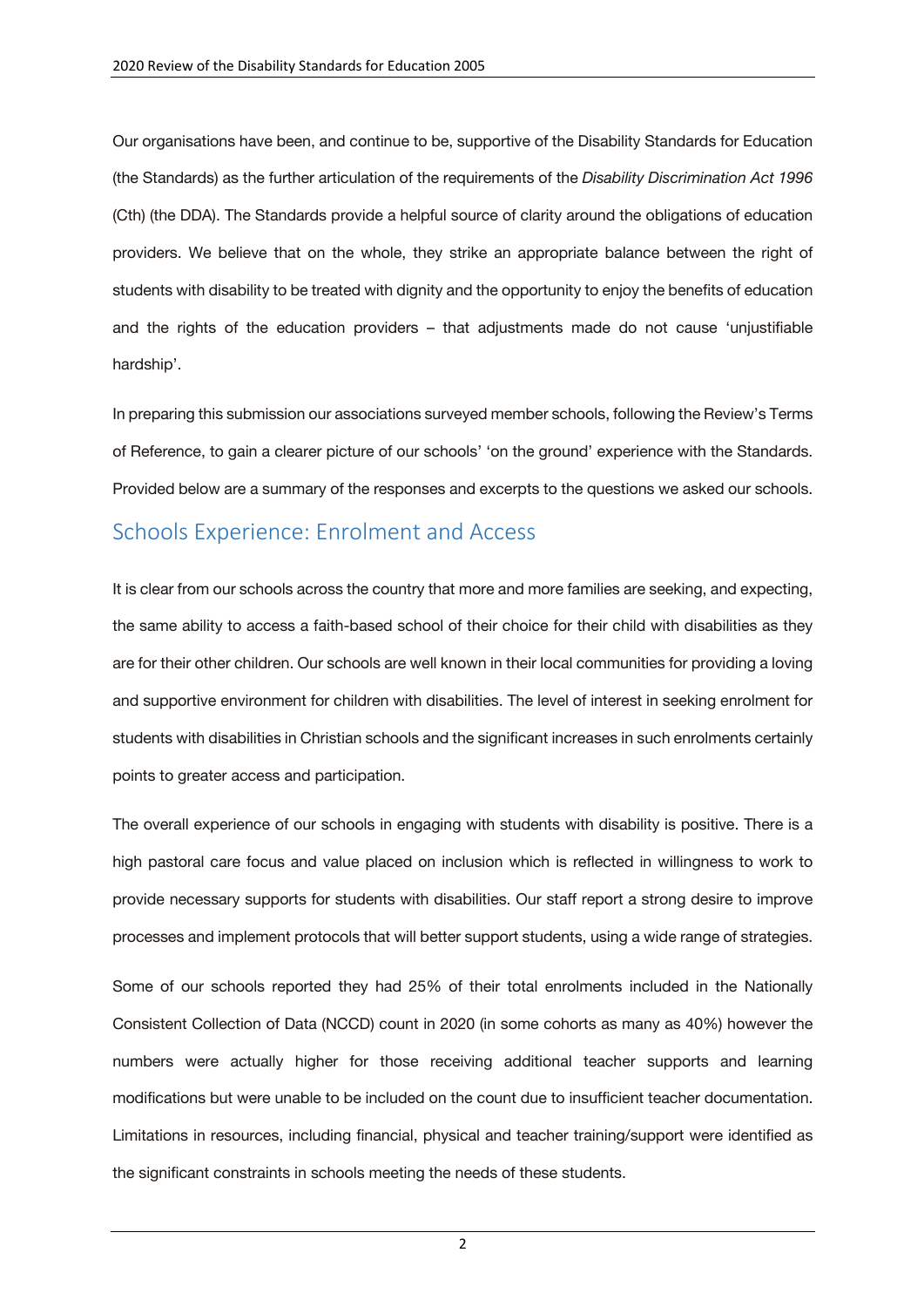Our organisations have been, and continue to be, supportive of the Disability Standards for Education (the Standards) as the further articulation of the requirements of the *Disability Discrimination Act 1996* (Cth) (the DDA). The Standards provide a helpful source of clarity around the obligations of education providers. We believe that on the whole, they strike an appropriate balance between the right of students with disability to be treated with dignity and the opportunity to enjoy the benefits of education and the rights of the education providers – that adjustments made do not cause 'unjustifiable hardship'.

In preparing this submission our associations surveyed member schools, following the Review's Terms of Reference, to gain a clearer picture of our schools' 'on the ground' experience with the Standards. Provided below are a summary of the responses and excerpts to the questions we asked our schools.

## Schools Experience: Enrolment and Access

It is clear from our schools across the country that more and more families are seeking, and expecting, the same ability to access a faith-based school of their choice for their child with disabilities as they are for their other children. Our schools are well known in their local communities for providing a loving and supportive environment for children with disabilities. The level of interest in seeking enrolment for students with disabilities in Christian schools and the significant increases in such enrolments certainly points to greater access and participation.

The overall experience of our schools in engaging with students with disability is positive. There is a high pastoral care focus and value placed on inclusion which is reflected in willingness to work to provide necessary supports for students with disabilities. Our staff report a strong desire to improve processes and implement protocols that will better support students, using a wide range of strategies.

Some of our schools reported they had 25% of their total enrolments included in the Nationally Consistent Collection of Data (NCCD) count in 2020 (in some cohorts as many as 40%) however the numbers were actually higher for those receiving additional teacher supports and learning modifications but were unable to be included on the count due to insufficient teacher documentation. Limitations in resources, including financial, physical and teacher training/support were identified as the significant constraints in schools meeting the needs of these students.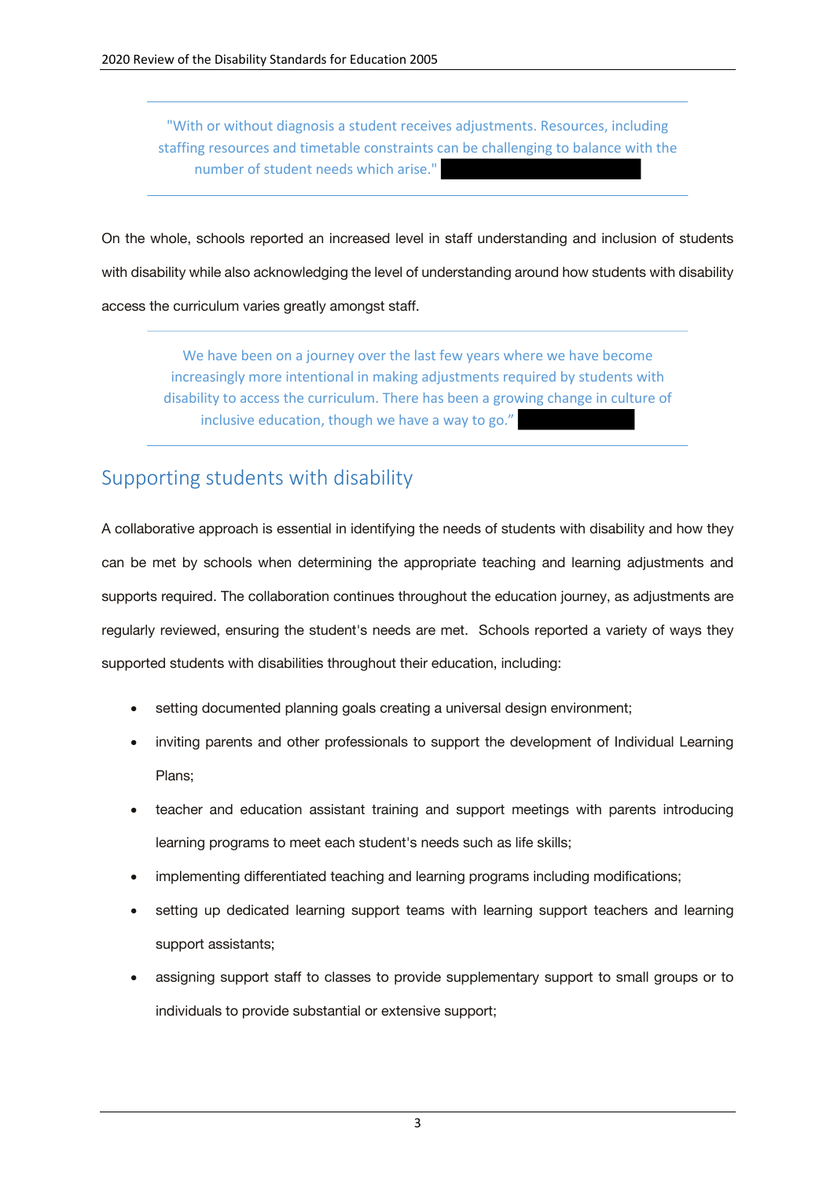> "With or without diagnosis a student receives adjustments. Resources, including staffing resources and timetable constraints can be challenging to balance with the number of student needs which arise."

On the whole, schools reported an increased level in staff understanding and inclusion of students with disability while also acknowledging the level of understanding around how students with disability access the curriculum varies greatly amongst staff.

> We have been on a journey over the last few years where we have become increasingly more intentional in making adjustments required by students with disability to access the curriculum. There has been a growing change in culture of inclusive education, though we have a way to go."

## Supporting students with disability

A collaborative approach is essential in identifying the needs of students with disability and how they can be met by schools when determining the appropriate teaching and learning adjustments and supports required. The collaboration continues throughout the education journey, as adjustments are regularly reviewed, ensuring the student's needs are met. Schools reported a variety of ways they supported students with disabilities throughout their education, including:

- setting documented planning goals creating a universal design environment;
- inviting parents and other professionals to support the development of Individual Learning Plans;
- teacher and education assistant training and support meetings with parents introducing learning programs to meet each student's needs such as life skills;
- implementing differentiated teaching and learning programs including modifications;
- setting up dedicated learning support teams with learning support teachers and learning support assistants;
- assigning support staff to classes to provide supplementary support to small groups or to individuals to provide substantial or extensive support;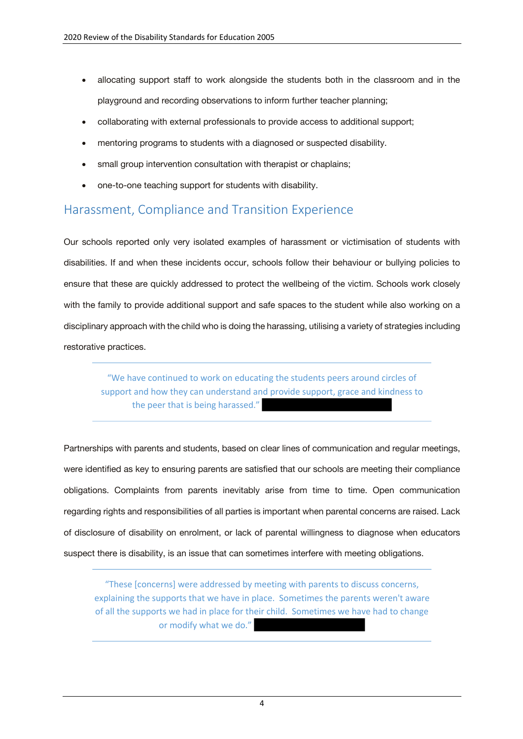- allocating support staff to work alongside the students both in the classroom and in the playground and recording observations to inform further teacher planning;
- collaborating with external professionals to provide access to additional support;
- mentoring programs to students with a diagnosed or suspected disability.
- small group intervention consultation with therapist or chaplains;
- one-to-one teaching support for students with disability.

## Harassment, Compliance and Transition Experience

Our schools reported only very isolated examples of harassment or victimisation of students with disabilities. If and when these incidents occur, schools follow their behaviour or bullying policies to ensure that these are quickly addressed to protect the wellbeing of the victim. Schools work closely with the family to provide additional support and safe spaces to the student while also working on a disciplinary approach with the child who is doing the harassing, utilising a variety of strategies including restorative practices.

> "We have continued to work on educating the students peers around circles of support and how they can understand and provide support, grace and kindness to the peer that is being harassed."

Partnerships with parents and students, based on clear lines of communication and regular meetings, were identified as key to ensuring parents are satisfied that our schools are meeting their compliance obligations. Complaints from parents inevitably arise from time to time. Open communication regarding rights and responsibilities of all parties is important when parental concerns are raised. Lack of disclosure of disability on enrolment, or lack of parental willingness to diagnose when educators suspect there is disability, is an issue that can sometimes interfere with meeting obligations.

> "These [concerns] were addressed by meeting with parents to discuss concerns, explaining the supports that we have in place. Sometimes the parents weren't aware of all the supports we had in place for their child. Sometimes we have had to change or modify what we do."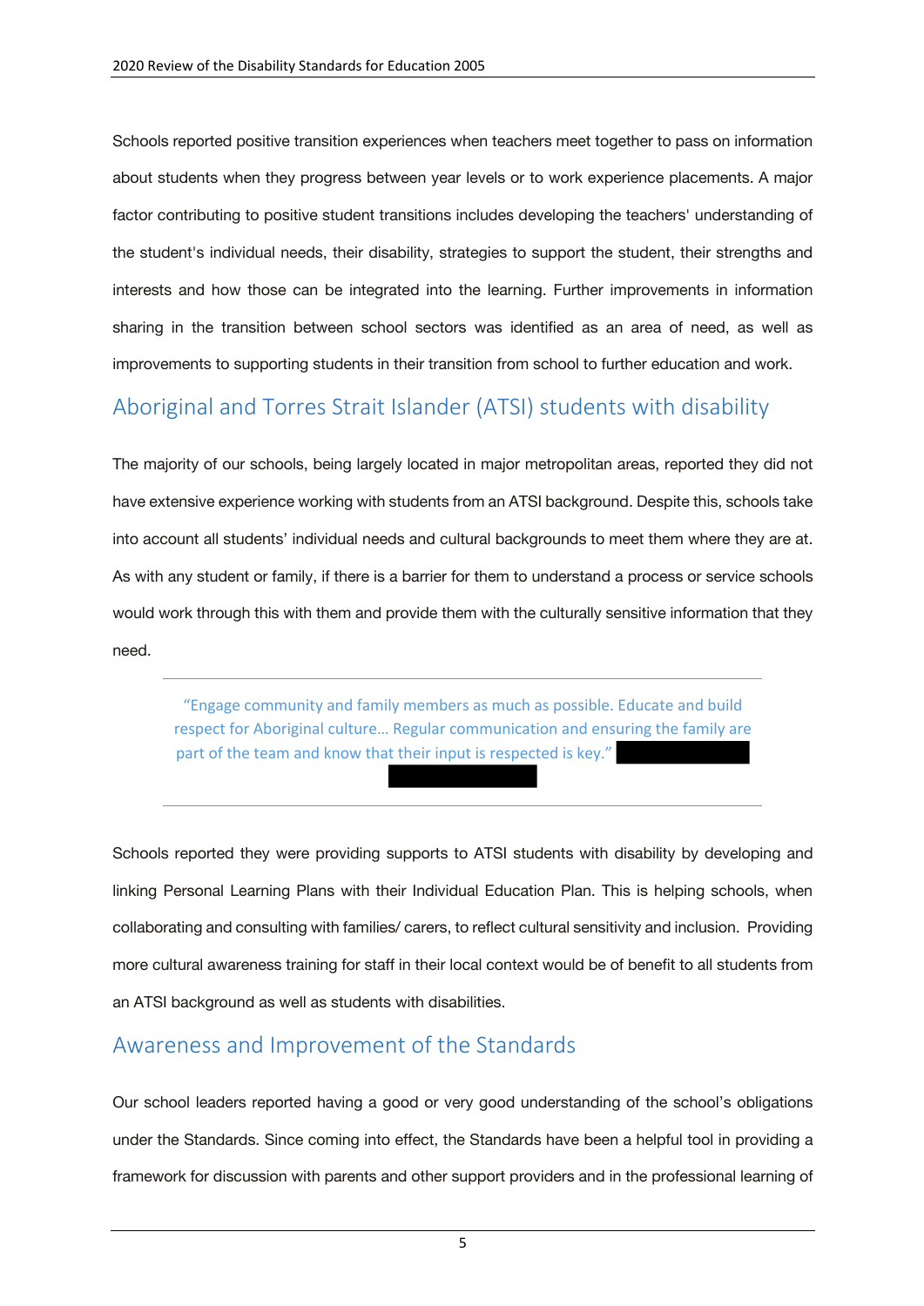Schools reported positive transition experiences when teachers meet together to pass on information about students when they progress between year levels or to work experience placements. A major factor contributing to positive student transitions includes developing the teachers' understanding of the student's individual needs, their disability, strategies to support the student, their strengths and interests and how those can be integrated into the learning. Further improvements in information sharing in the transition between school sectors was identified as an area of need, as well as improvements to supporting students in their transition from school to further education and work.

## Aboriginal and Torres Strait Islander (ATSI) students with disability

The majority of our schools, being largely located in major metropolitan areas, reported they did not have extensive experience working with students from an ATSI background. Despite this, schools take into account all students' individual needs and cultural backgrounds to meet them where they are at. As with any student or family, if there is a barrier for them to understand a process or service schools would work through this with them and provide them with the culturally sensitive information that they need.

> "Engage community and family members as much as possible. Educate and build respect for Aboriginal culture… Regular communication and ensuring the family are part of the team and know that their input is respected is key."

Schools reported they were providing supports to ATSI students with disability by developing and linking Personal Learning Plans with their Individual Education Plan. This is helping schools, when collaborating and consulting with families/ carers, to reflect cultural sensitivity and inclusion. Providing more cultural awareness training for staff in their local context would be of benefit to all students from an ATSI background as well as students with disabilities.

## Awareness and Improvement of the Standards

Our school leaders reported having a good or very good understanding of the school's obligations under the Standards. Since coming into effect, the Standards have been a helpful tool in providing a framework for discussion with parents and other support providers and in the professional learning of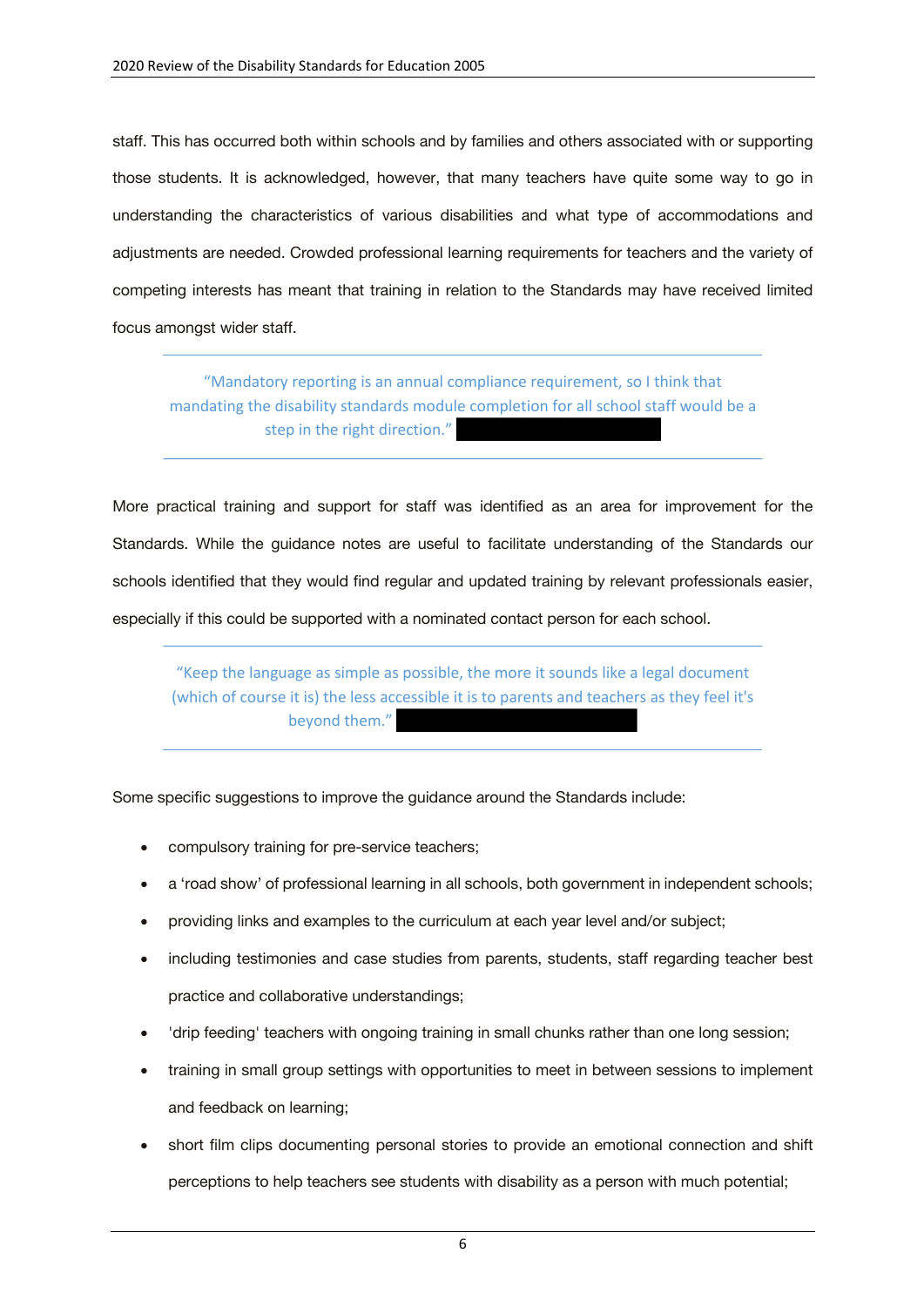staff. This has occurred both within schools and by families and others associated with or supporting those students. It is acknowledged, however, that many teachers have quite some way to go in understanding the characteristics of various disabilities and what type of accommodations and adjustments are needed. Crowded professional learning requirements for teachers and the variety of competing interests has meant that training in relation to the Standards may have received limited focus amongst wider staff.

> "Mandatory reporting is an annual compliance requirement, so I think that mandating the disability standards module completion for all school staff would be a step in the right direction."

More practical training and support for staff was identified as an area for improvement for the Standards. While the guidance notes are useful to facilitate understanding of the Standards our schools identified that they would find regular and updated training by relevant professionals easier, especially if this could be supported with a nominated contact person for each school.

> "Keep the language as simple as possible, the more it sounds like a legal document (which of course it is) the less accessible it is to parents and teachers as they feel it's beyond them."

Some specific suggestions to improve the guidance around the Standards include:

- compulsory training for pre-service teachers;
- a 'road show' of professional learning in all schools, both government in independent schools;
- providing links and examples to the curriculum at each year level and/or subject;
- including testimonies and case studies from parents, students, staff regarding teacher best practice and collaborative understandings;
- 'drip feeding' teachers with ongoing training in small chunks rather than one long session;
- training in small group settings with opportunities to meet in between sessions to implement and feedback on learning;
- short film clips documenting personal stories to provide an emotional connection and shift perceptions to help teachers see students with disability as a person with much potential;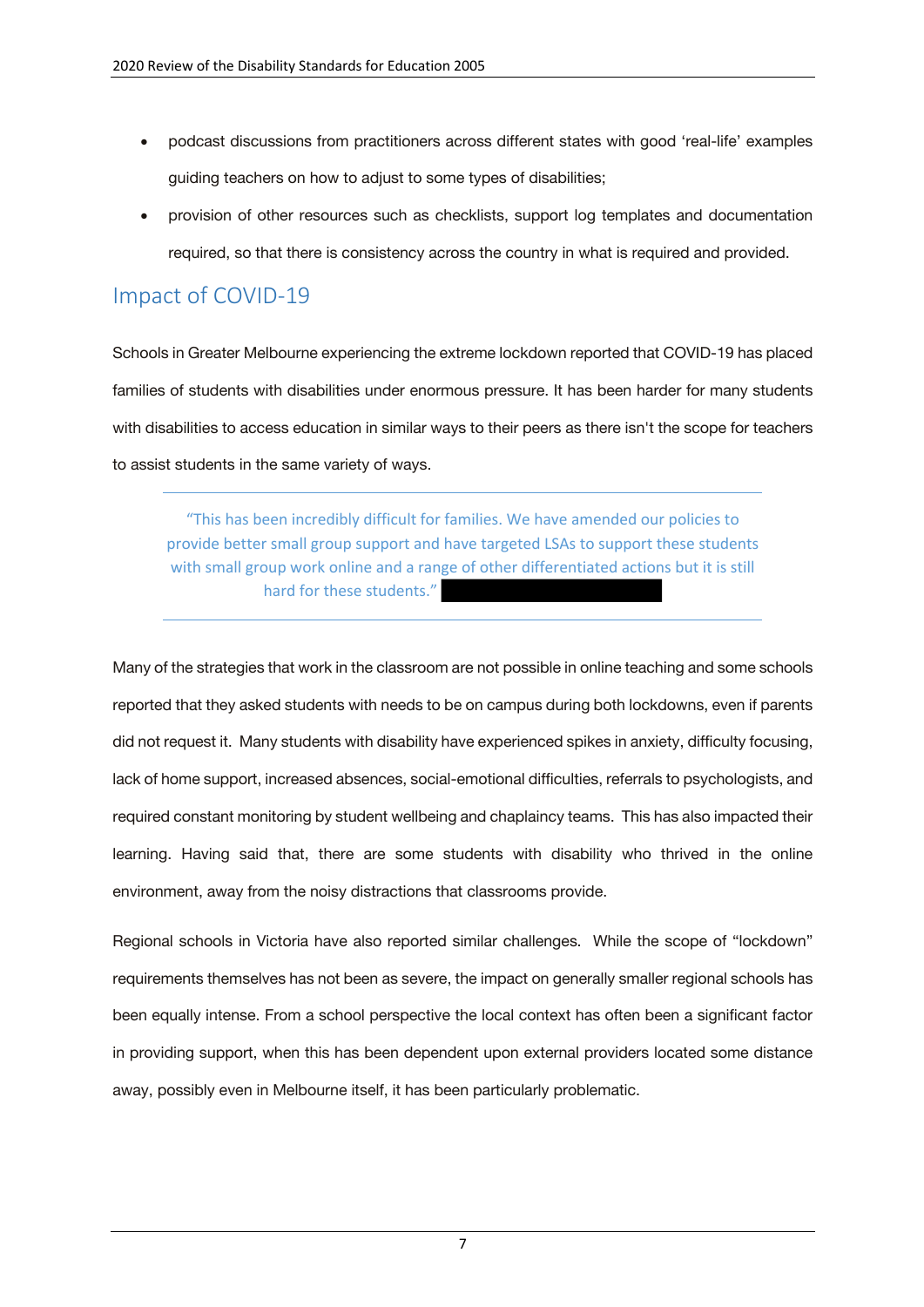- podcast discussions from practitioners across different states with good 'real-life' examples guiding teachers on how to adjust to some types of disabilities;
- provision of other resources such as checklists, support log templates and documentation required, so that there is consistency across the country in what is required and provided.

## Impact of COVID-19

Schools in Greater Melbourne experiencing the extreme lockdown reported that COVID-19 has placed families of students with disabilities under enormous pressure. It has been harder for many students with disabilities to access education in similar ways to their peers as there isn't the scope for teachers to assist students in the same variety of ways.

> "This has been incredibly difficult for families. We have amended our policies to provide better small group support and have targeted LSAs to support these students with small group work online and a range of other differentiated actions but it is still hard for these students."

Many of the strategies that work in the classroom are not possible in online teaching and some schools reported that they asked students with needs to be on campus during both lockdowns, even if parents did not request it. Many students with disability have experienced spikes in anxiety, difficulty focusing, lack of home support, increased absences, social-emotional difficulties, referrals to psychologists, and required constant monitoring by student wellbeing and chaplaincy teams. This has also impacted their learning. Having said that, there are some students with disability who thrived in the online environment, away from the noisy distractions that classrooms provide.

Regional schools in Victoria have also reported similar challenges. While the scope of "lockdown" requirements themselves has not been as severe, the impact on generally smaller regional schools has been equally intense. From a school perspective the local context has often been a significant factor in providing support, when this has been dependent upon external providers located some distance away, possibly even in Melbourne itself, it has been particularly problematic.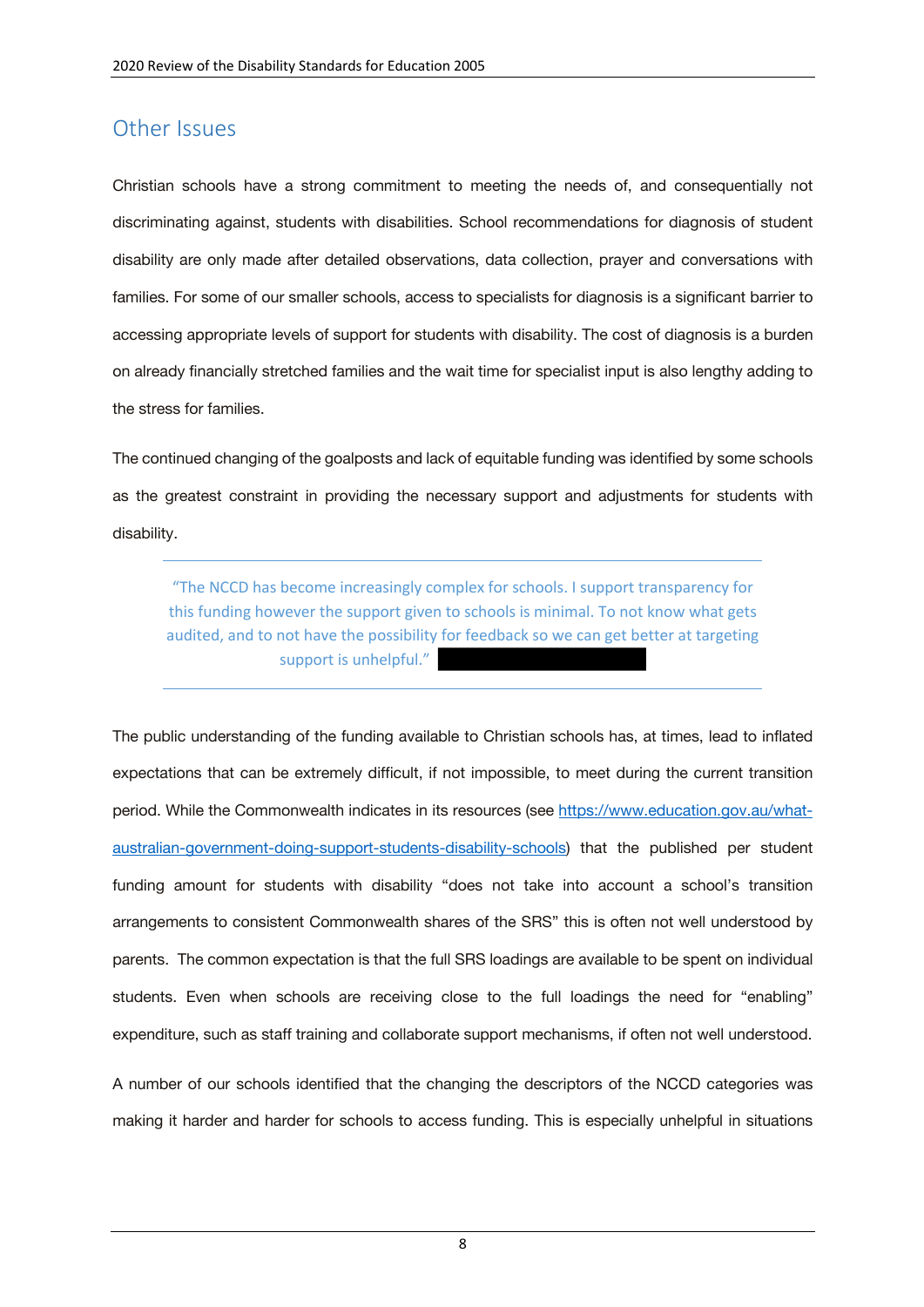## Other Issues

Christian schools have a strong commitment to meeting the needs of, and consequentially not discriminating against, students with disabilities. School recommendations for diagnosis of student disability are only made after detailed observations, data collection, prayer and conversations with families. For some of our smaller schools, access to specialists for diagnosis is a significant barrier to accessing appropriate levels of support for students with disability. The cost of diagnosis is a burden on already financially stretched families and the wait time for specialist input is also lengthy adding to the stress for families.

The continued changing of the goalposts and lack of equitable funding was identified by some schools as the greatest constraint in providing the necessary support and adjustments for students with disability.

> "The NCCD has become increasingly complex for schools. I support transparency for this funding however the support given to schools is minimal. To not know what gets audited, and to not have the possibility for feedback so we can get better at targeting support is unhelpful."

The public understanding of the funding available to Christian schools has, at times, lead to inflated expectations that can be extremely difficult, if not impossible, to meet during the current transition period. While the Commonwealth indicates in its resources (see https://www.education.gov.au/what-australian-government-doing-support-students-disability-schools) that the published per student funding amount for students with disability "does not take into account a school's transition arrangements to consistent Commonwealth shares of the SRS" this is often not well understood by parents. The common expectation is that the full SRS loadings are available to be spent on individual students. Even when schools are receiving close to the full loadings the need for "enabling" expenditure, such as staff training and collaborate support mechanisms, if often not well understood.

A number of our schools identified that the changing the descriptors of the NCCD categories was making it harder and harder for schools to access funding. This is especially unhelpful in situations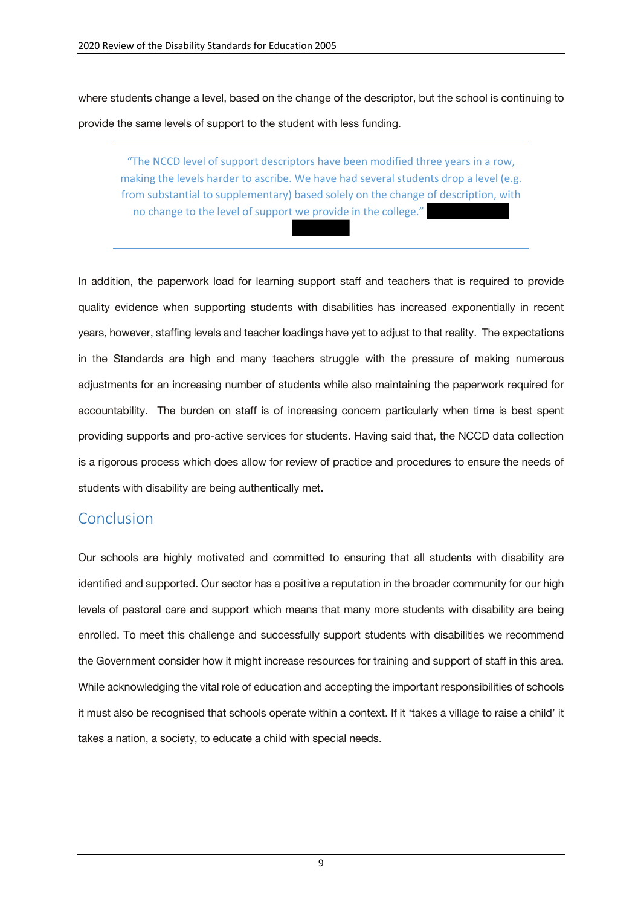where students change a level, based on the change of the descriptor, but the school is continuing to provide the same levels of support to the student with less funding.

> "The NCCD level of support descriptors have been modified three years in a row, making the levels harder to ascribe. We have had several students drop a level (e.g. from substantial to supplementary) based solely on the change of description, with no change to the level of support we provide in the college."

In addition, the paperwork load for learning support staff and teachers that is required to provide quality evidence when supporting students with disabilities has increased exponentially in recent years, however, staffing levels and teacher loadings have yet to adjust to that reality. The expectations in the Standards are high and many teachers struggle with the pressure of making numerous adjustments for an increasing number of students while also maintaining the paperwork required for accountability. The burden on staff is of increasing concern particularly when time is best spent providing supports and pro-active services for students. Having said that, the NCCD data collection is a rigorous process which does allow for review of practice and procedures to ensure the needs of students with disability are being authentically met.

## Conclusion

Our schools are highly motivated and committed to ensuring that all students with disability are identified and supported. Our sector has a positive a reputation in the broader community for our high levels of pastoral care and support which means that many more students with disability are being enrolled. To meet this challenge and successfully support students with disabilities we recommend the Government consider how it might increase resources for training and support of staff in this area. While acknowledging the vital role of education and accepting the important responsibilities of schools it must also be recognised that schools operate within a context. If it 'takes a village to raise a child' it takes a nation, a society, to educate a child with special needs.